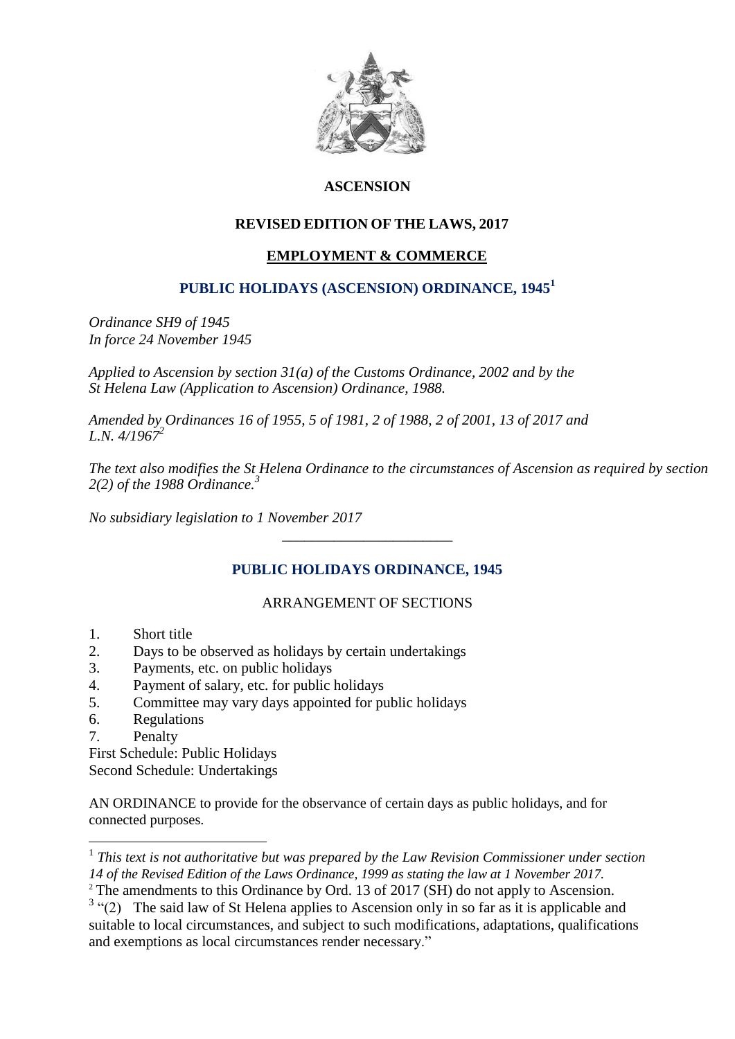**ASCENSION**

**REVISED EDITION OF THE LAWS, 2017**

**EMPLOYMENT & COMMERCE**

# PUBLIC HOLIDAYS (ASCENSION) ORDINANCE, 1945[1]

*Ordinance SH9 of 1945*
*In force 24 November 1945*

*Applied to Ascension by section 31(a) of the Customs Ordinance, 2002 and by the St Helena Law (Application to Ascension) Ordinance, 1988.*

*Amended by Ordinances 16 of 1955, 5 of 1981, 2 of 1988, 2 of 2001, 13 of 2017 and L.N. 4/1967*[2]

*The text also modifies the St Helena Ordinance to the circumstances of Ascension as required by section 2(2) of the 1988 Ordinance.*[3]

*No subsidiary legislation to 1 November 2017*

---

## PUBLIC HOLIDAYS ORDINANCE, 1945

ARRANGEMENT OF SECTIONS

1. Short title
2. Days to be observed as holidays by certain undertakings
3. Payments, etc. on public holidays
4. Payment of salary, etc. for public holidays
5. Committee may vary days appointed for public holidays
6. Regulations
7. Penalty

First Schedule: Public Holidays
Second Schedule: Undertakings

AN ORDINANCE to provide for the observance of certain days as public holidays, and for connected purposes.

---

[1] *This text is not authoritative but was prepared by the Law Revision Commissioner under section 14 of the Revised Edition of the Laws Ordinance, 1999 as stating the law at 1 November 2017.*

[2] The amendments to this Ordinance by Ord. 13 of 2017 (SH) do not apply to Ascension.

[3] "(2) The said law of St Helena applies to Ascension only in so far as it is applicable and suitable to local circumstances, and subject to such modifications, adaptations, qualifications and exemptions as local circumstances render necessary."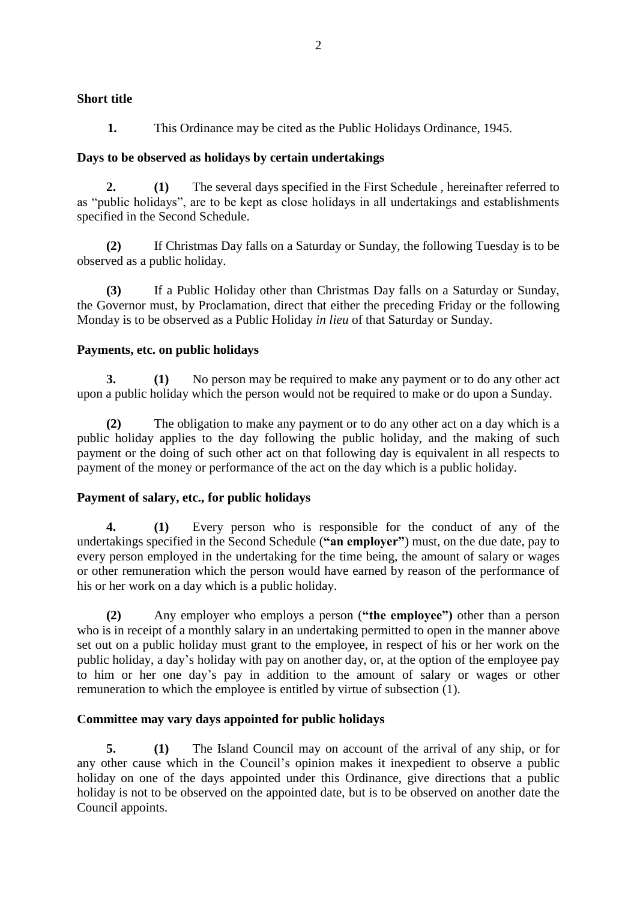**Short title**

**1.** This Ordinance may be cited as the Public Holidays Ordinance, 1945.

**Days to be observed as holidays by certain undertakings**

**2.** **(1)** The several days specified in the First Schedule , hereinafter referred to as "public holidays", are to be kept as close holidays in all undertakings and establishments specified in the Second Schedule.

**(2)** If Christmas Day falls on a Saturday or Sunday, the following Tuesday is to be observed as a public holiday.

**(3)** If a Public Holiday other than Christmas Day falls on a Saturday or Sunday, the Governor must, by Proclamation, direct that either the preceding Friday or the following Monday is to be observed as a Public Holiday *in lieu* of that Saturday or Sunday.

**Payments, etc. on public holidays**

**3.** **(1)** No person may be required to make any payment or to do any other act upon a public holiday which the person would not be required to make or do upon a Sunday.

**(2)** The obligation to make any payment or to do any other act on a day which is a public holiday applies to the day following the public holiday, and the making of such payment or the doing of such other act on that following day is equivalent in all respects to payment of the money or performance of the act on the day which is a public holiday.

**Payment of salary, etc., for public holidays**

**4.** **(1)** Every person who is responsible for the conduct of any of the undertakings specified in the Second Schedule (**"an employer"**) must, on the due date, pay to every person employed in the undertaking for the time being, the amount of salary or wages or other remuneration which the person would have earned by reason of the performance of his or her work on a day which is a public holiday.

**(2)** Any employer who employs a person (**"the employee")** other than a person who is in receipt of a monthly salary in an undertaking permitted to open in the manner above set out on a public holiday must grant to the employee, in respect of his or her work on the public holiday, a day's holiday with pay on another day, or, at the option of the employee pay to him or her one day's pay in addition to the amount of salary or wages or other remuneration to which the employee is entitled by virtue of subsection (1).

**Committee may vary days appointed for public holidays**

**5.** **(1)** The Island Council may on account of the arrival of any ship, or for any other cause which in the Council's opinion makes it inexpedient to observe a public holiday on one of the days appointed under this Ordinance, give directions that a public holiday is not to be observed on the appointed date, but is to be observed on another date the Council appoints.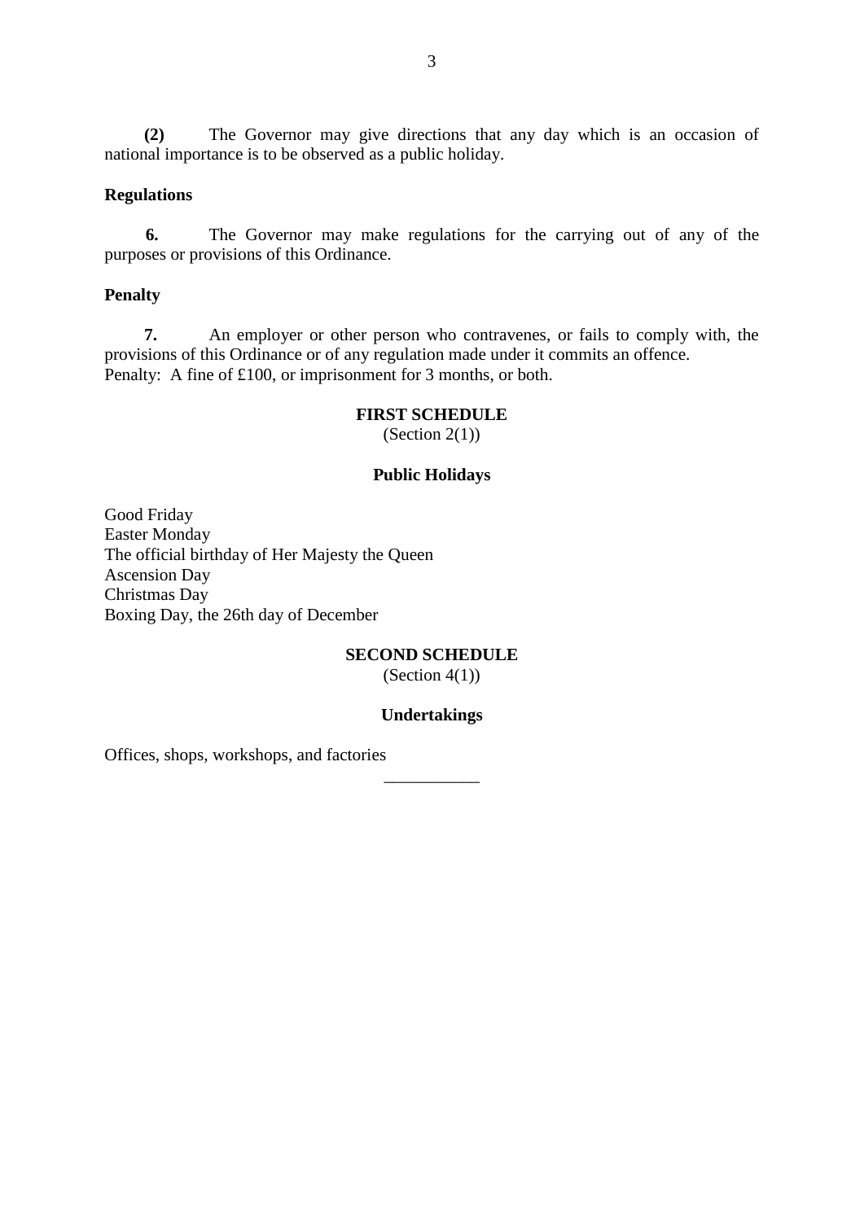**(2)** The Governor may give directions that any day which is an occasion of national importance is to be observed as a public holiday.

**Regulations**

**6.** The Governor may make regulations for the carrying out of any of the purposes or provisions of this Ordinance.

**Penalty**

**7.** An employer or other person who contravenes, or fails to comply with, the provisions of this Ordinance or of any regulation made under it commits an offence.
Penalty: A fine of £100, or imprisonment for 3 months, or both.

## FIRST SCHEDULE

(Section 2(1))

### Public Holidays

Good Friday
Easter Monday
The official birthday of Her Majesty the Queen
Ascension Day
Christmas Day
Boxing Day, the 26th day of December

## SECOND SCHEDULE

(Section 4(1))

### Undertakings

Offices, shops, workshops, and factories

___________